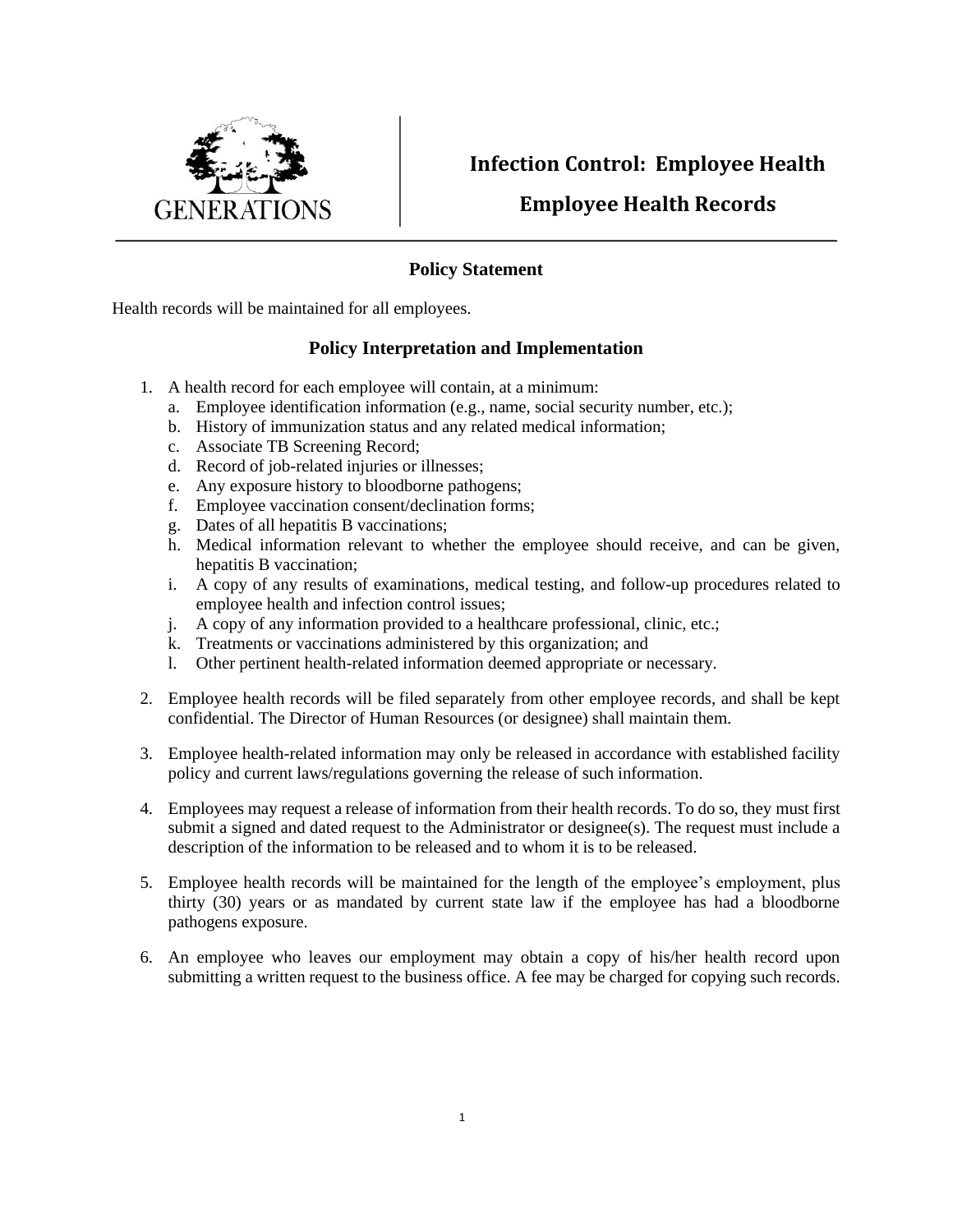GENERATIONS

# Infection Control: Employee Health

## Employee Health Records

### Policy Statement

Health records will be maintained for all employees.

### Policy Interpretation and Implementation

1. A health record for each employee will contain, at a minimum:
   a. Employee identification information (e.g., name, social security number, etc.);
   b. History of immunization status and any related medical information;
   c. Associate TB Screening Record;
   d. Record of job-related injuries or illnesses;
   e. Any exposure history to bloodborne pathogens;
   f. Employee vaccination consent/declination forms;
   g. Dates of all hepatitis B vaccinations;
   h. Medical information relevant to whether the employee should receive, and can be given, hepatitis B vaccination;
   i. A copy of any results of examinations, medical testing, and follow-up procedures related to employee health and infection control issues;
   j. A copy of any information provided to a healthcare professional, clinic, etc.;
   k. Treatments or vaccinations administered by this organization; and
   l. Other pertinent health-related information deemed appropriate or necessary.

2. Employee health records will be filed separately from other employee records, and shall be kept confidential. The Director of Human Resources (or designee) shall maintain them.

3. Employee health-related information may only be released in accordance with established facility policy and current laws/regulations governing the release of such information.

4. Employees may request a release of information from their health records. To do so, they must first submit a signed and dated request to the Administrator or designee(s). The request must include a description of the information to be released and to whom it is to be released.

5. Employee health records will be maintained for the length of the employee's employment, plus thirty (30) years or as mandated by current state law if the employee has had a bloodborne pathogens exposure.

6. An employee who leaves our employment may obtain a copy of his/her health record upon submitting a written request to the business office. A fee may be charged for copying such records.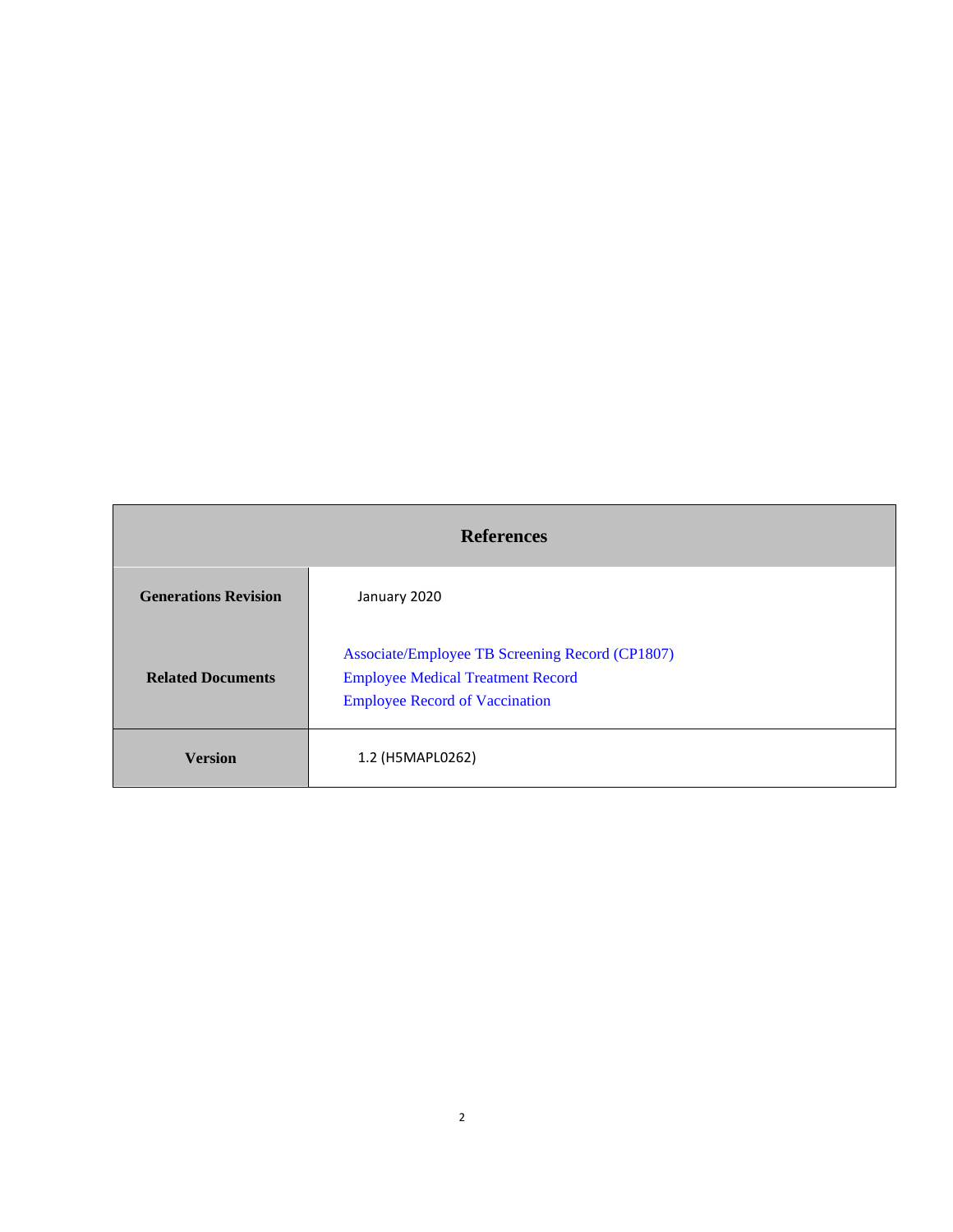| References | |
|---|---|
| **Generations Revision** | January 2020 |
| **Related Documents** | Associate/Employee TB Screening Record (CP1807)<br>Employee Medical Treatment Record<br>Employee Record of Vaccination |
| **Version** | 1.2 (H5MAPL0262) |